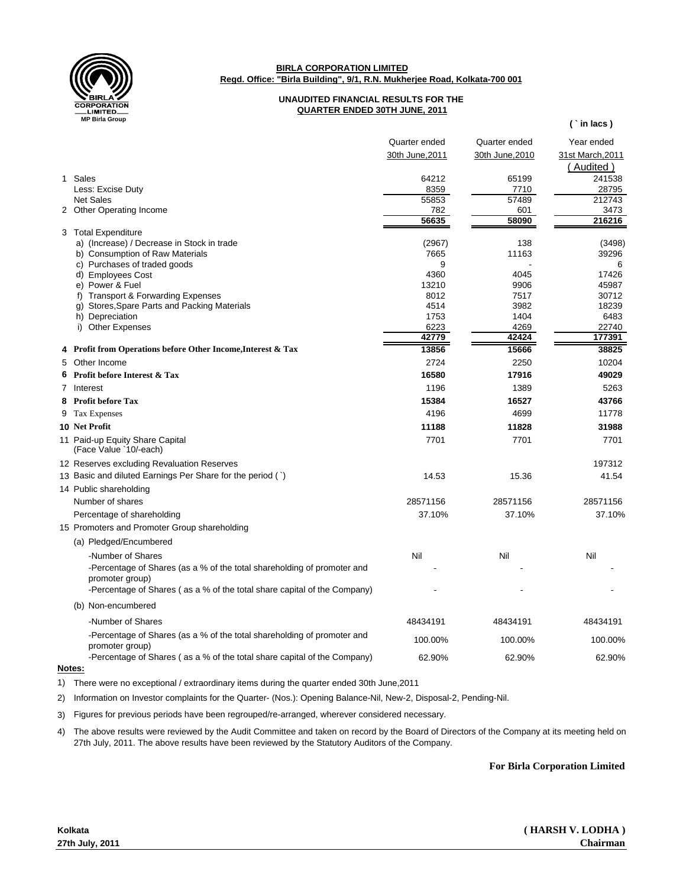**BIRLA CORPORATION LIMITED**

**Regd. Office: "Birla Building", 9/1, R.N. Mukherjee Road, Kolkata-700 001**

**UNAUDITED FINANCIAL RESULTS FOR THE QUARTER ENDED 30TH JUNE, 2011**

**( ` in lacs )**

| | | Quarter ended 30th June,2011 | Quarter ended 30th June,2010 | Year ended 31st March,2011 (Audited) |
|---|---|---|---|---|
| 1 | Sales | 64212 | 65199 | 241538 |
| | Less: Excise Duty | 8359 | 7710 | 28795 |
| | Net Sales | 55853 | 57489 | 212743 |
| 2 | Other Operating Income | 782 | 601 | 3473 |
| | | **56635** | **58090** | **216216** |
| 3 | Total Expenditure | | | |
| | a) (Increase) / Decrease in Stock in trade | (2967) | 138 | (3498) |
| | b) Consumption of Raw Materials | 7665 | 11163 | 39296 |
| | c) Purchases of traded goods | 9 | - | 6 |
| | d) Employees Cost | 4360 | 4045 | 17426 |
| | e) Power & Fuel | 13210 | 9906 | 45987 |
| | f) Transport & Forwarding Expenses | 8012 | 7517 | 30712 |
| | g) Stores,Spare Parts and Packing Materials | 4514 | 3982 | 18239 |
| | h) Depreciation | 1753 | 1404 | 6483 |
| | i) Other Expenses | 6223 | 4269 | 22740 |
| | | **42779** | **42424** | **177391** |
| **4** | **Profit from Operations before Other Income,Interest & Tax** | **13856** | **15666** | **38825** |
| 5 | Other Income | 2724 | 2250 | 10204 |
| **6** | **Profit before Interest & Tax** | **16580** | **17916** | **49029** |
| 7 | Interest | 1196 | 1389 | 5263 |
| **8** | **Profit before Tax** | **15384** | **16527** | **43766** |
| 9 | Tax Expenses | 4196 | 4699 | 11778 |
| **10** | **Net Profit** | **11188** | **11828** | **31988** |
| 11 | Paid-up Equity Share Capital (Face Value `10/-each) | 7701 | 7701 | 7701 |
| 12 | Reserves excluding Revaluation Reserves | | | 197312 |
| 13 | Basic and diluted Earnings Per Share for the period (`) | 14.53 | 15.36 | 41.54 |
| 14 | Public shareholding | | | |
| | Number of shares | 28571156 | 28571156 | 28571156 |
| | Percentage of shareholding | 37.10% | 37.10% | 37.10% |
| 15 | Promoters and Promoter Group shareholding | | | |
| | (a) Pledged/Encumbered | | | |
| | -Number of Shares | Nil | Nil | Nil |
| | -Percentage of Shares (as a % of the total shareholding of promoter and promoter group) | - | - | - |
| | -Percentage of Shares ( as a % of the total share capital of the Company) | - | - | - |
| | (b) Non-encumbered | | | |
| | -Number of Shares | 48434191 | 48434191 | 48434191 |
| | -Percentage of Shares (as a % of the total shareholding of promoter and promoter group) | 100.00% | 100.00% | 100.00% |
| | -Percentage of Shares ( as a % of the total share capital of the Company) | 62.90% | 62.90% | 62.90% |

**Notes:**

1) There were no exceptional / extraordinary items during the quarter ended 30th June,2011

2) Information on Investor complaints for the Quarter- (Nos.): Opening Balance-Nil, New-2, Disposal-2, Pending-Nil.

3) Figures for previous periods have been regrouped/re-arranged, wherever considered necessary.

4) The above results were reviewed by the Audit Committee and taken on record by the Board of Directors of the Company at its meeting held on 27th July, 2011. The above results have been reviewed by the Statutory Auditors of the Company.

**For Birla Corporation Limited**

**Kolkata**
**27th July, 2011**

**( HARSH V. LODHA )**
**Chairman**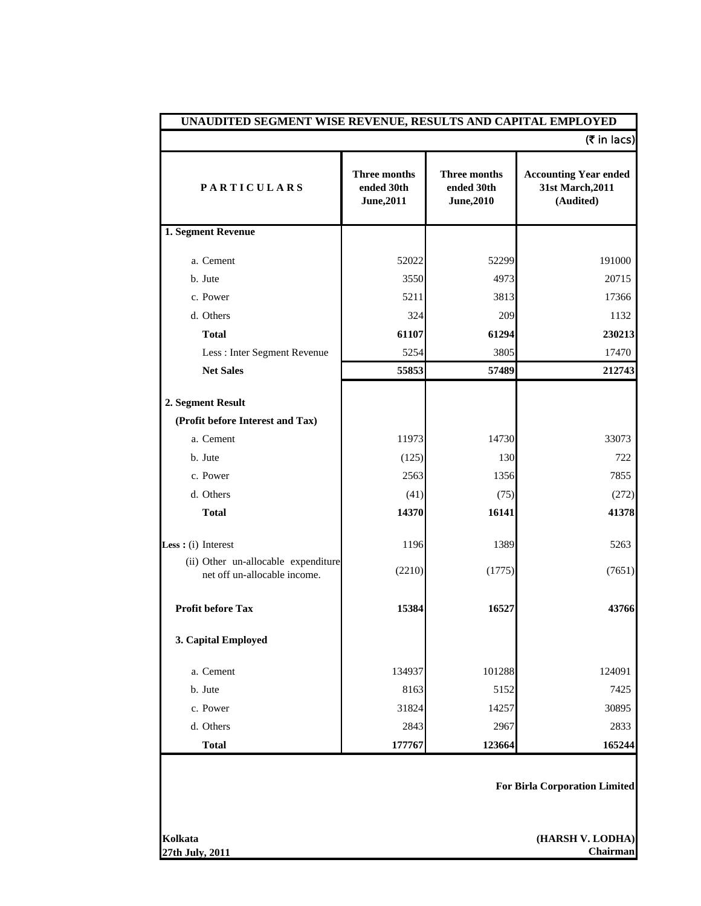## UNAUDITED SEGMENT WISE REVENUE, RESULTS AND CAPITAL EMPLOYED

(₹ in lacs)

| PARTICULARS | Three months ended 30th June,2011 | Three months ended 30th June,2010 | Accounting Year ended 31st March,2011 (Audited) |
|---|---|---|---|
| **1. Segment Revenue** | | | |
| a. Cement | 52022 | 52299 | 191000 |
| b. Jute | 3550 | 4973 | 20715 |
| c. Power | 5211 | 3813 | 17366 |
| d. Others | 324 | 209 | 1132 |
| **Total** | **61107** | **61294** | **230213** |
| Less : Inter Segment Revenue | 5254 | 3805 | 17470 |
| **Net Sales** | **55853** | **57489** | **212743** |
| **2. Segment Result** | | | |
| **(Profit before Interest and Tax)** | | | |
| a. Cement | 11973 | 14730 | 33073 |
| b. Jute | (125) | 130 | 722 |
| c. Power | 2563 | 1356 | 7855 |
| d. Others | (41) | (75) | (272) |
| **Total** | **14370** | **16141** | **41378** |
| **Less :** (i) Interest | 1196 | 1389 | 5263 |
| (ii) Other un-allocable expenditure net off un-allocable income. | (2210) | (1775) | (7651) |
| **Profit before Tax** | **15384** | **16527** | **43766** |
| **3. Capital Employed** | | | |
| a. Cement | 134937 | 101288 | 124091 |
| b. Jute | 8163 | 5152 | 7425 |
| c. Power | 31824 | 14257 | 30895 |
| d. Others | 2843 | 2967 | 2833 |
| **Total** | **177767** | **123664** | **165244** |

**For Birla Corporation Limited**

**Kolkata**
**27th July, 2011**

**(HARSH V. LODHA)**
**Chairman**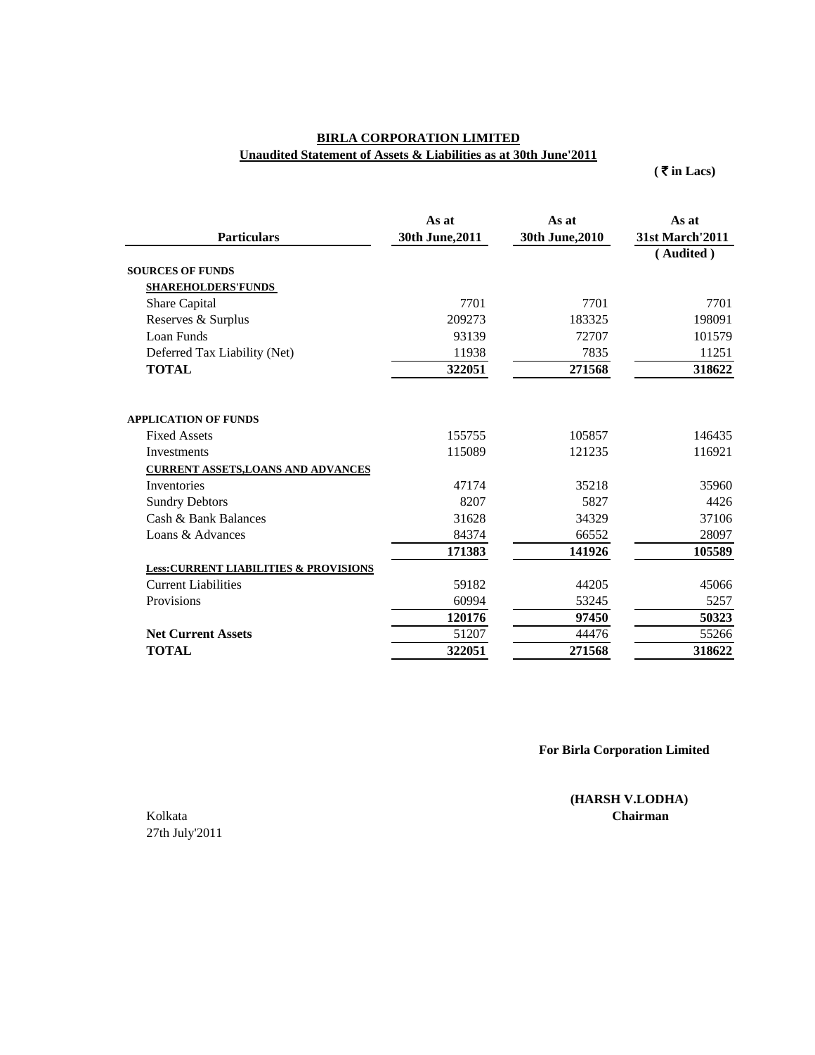# BIRLA CORPORATION LIMITED

## Unaudited Statement of Assets & Liabilities as at 30th June'2011

**( ₹ in Lacs)**

| Particulars | As at 30th June,2011 | As at 30th June,2010 | As at 31st March'2011 ( Audited ) |
|---|---|---|---|
| **SOURCES OF FUNDS** | | | |
| **SHAREHOLDERS'FUNDS** | | | |
| Share Capital | 7701 | 7701 | 7701 |
| Reserves & Surplus | 209273 | 183325 | 198091 |
| Loan Funds | 93139 | 72707 | 101579 |
| Deferred Tax Liability (Net) | 11938 | 7835 | 11251 |
| **TOTAL** | **322051** | **271568** | **318622** |
| **APPLICATION OF FUNDS** | | | |
| Fixed Assets | 155755 | 105857 | 146435 |
| Investments | 115089 | 121235 | 116921 |
| **CURRENT ASSETS,LOANS AND ADVANCES** | | | |
| Inventories | 47174 | 35218 | 35960 |
| Sundry Debtors | 8207 | 5827 | 4426 |
| Cash & Bank Balances | 31628 | 34329 | 37106 |
| Loans & Advances | 84374 | 66552 | 28097 |
| | **171383** | **141926** | **105589** |
| **Less:CURRENT LIABILITIES & PROVISIONS** | | | |
| Current Liabilities | 59182 | 44205 | 45066 |
| Provisions | 60994 | 53245 | 5257 |
| | **120176** | **97450** | **50323** |
| **Net Current Assets** | 51207 | 44476 | 55266 |
| **TOTAL** | **322051** | **271568** | **318622** |

**For Birla Corporation Limited**

**(HARSH V.LODHA)**
**Chairman**

Kolkata
27th July'2011